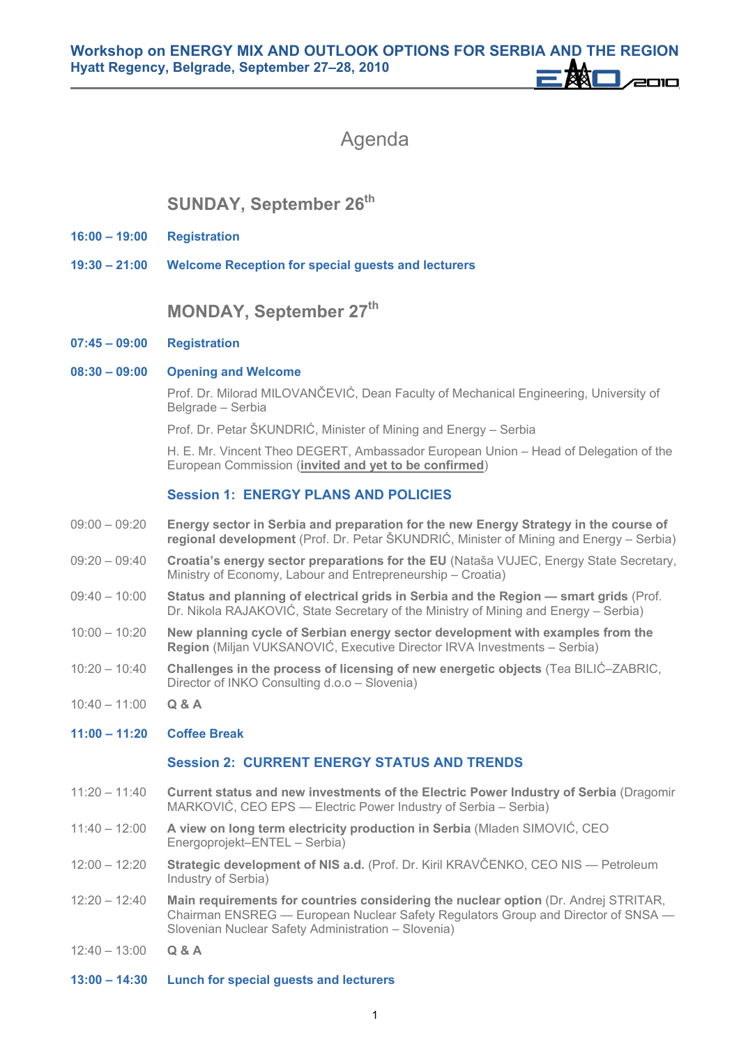# Workshop on ENERGY MIX AND OUTLOOK OPTIONS FOR SERBIA AND THE REGION

**Hyatt Regency, Belgrade, September 27–28, 2010**

## Agenda

### SUNDAY, September 26th

**16:00 – 19:00** **Registration**

**19:30 – 21:00** **Welcome Reception for special guests and lecturers**

### MONDAY, September 27th

**07:45 – 09:00** **Registration**

**08:30 – 09:00** **Opening and Welcome**

Prof. Dr. Milorad MILOVANČEVIĆ, Dean Faculty of Mechanical Engineering, University of Belgrade – Serbia

Prof. Dr. Petar ŠKUNDRIĆ, Minister of Mining and Energy – Serbia

H. E. Mr. Vincent Theo DEGERT, Ambassador European Union – Head of Delegation of the European Commission (**invited and yet to be confirmed**)

#### Session 1: ENERGY PLANS AND POLICIES

09:00 – 09:20 **Energy sector in Serbia and preparation for the new Energy Strategy in the course of regional development** (Prof. Dr. Petar ŠKUNDRIĆ, Minister of Mining and Energy – Serbia)

09:20 – 09:40 **Croatia's energy sector preparations for the EU** (Nataša VUJEC, Energy State Secretary, Ministry of Economy, Labour and Entrepreneurship – Croatia)

09:40 – 10:00 **Status and planning of electrical grids in Serbia and the Region — smart grids** (Prof. Dr. Nikola RAJAKOVIĆ, State Secretary of the Ministry of Mining and Energy – Serbia)

10:00 – 10:20 **New planning cycle of Serbian energy sector development with examples from the Region** (Miljan VUKSANOVIĆ, Executive Director IRVA Investments – Serbia)

10:20 – 10:40 **Challenges in the process of licensing of new energetic objects** (Tea BILIĆ–ZABRIC, Director of INKO Consulting d.o.o – Slovenia)

10:40 – 11:00 **Q & A**

**11:00 – 11:20** **Coffee Break**

#### Session 2: CURRENT ENERGY STATUS AND TRENDS

11:20 – 11:40 **Current status and new investments of the Electric Power Industry of Serbia** (Dragomir MARKOVIĆ, CEO EPS — Electric Power Industry of Serbia – Serbia)

11:40 – 12:00 **A view on long term electricity production in Serbia** (Mladen SIMOVIĆ, CEO Energoprojekt–ENTEL – Serbia)

12:00 – 12:20 **Strategic development of NIS a.d.** (Prof. Dr. Kiril KRAVČENKO, CEO NIS — Petroleum Industry of Serbia)

12:20 – 12:40 **Main requirements for countries considering the nuclear option** (Dr. Andrej STRITAR, Chairman ENSREG — European Nuclear Safety Regulators Group and Director of SNSA — Slovenian Nuclear Safety Administration – Slovenia)

12:40 – 13:00 **Q & A**

**13:00 – 14:30** **Lunch for special guests and lecturers**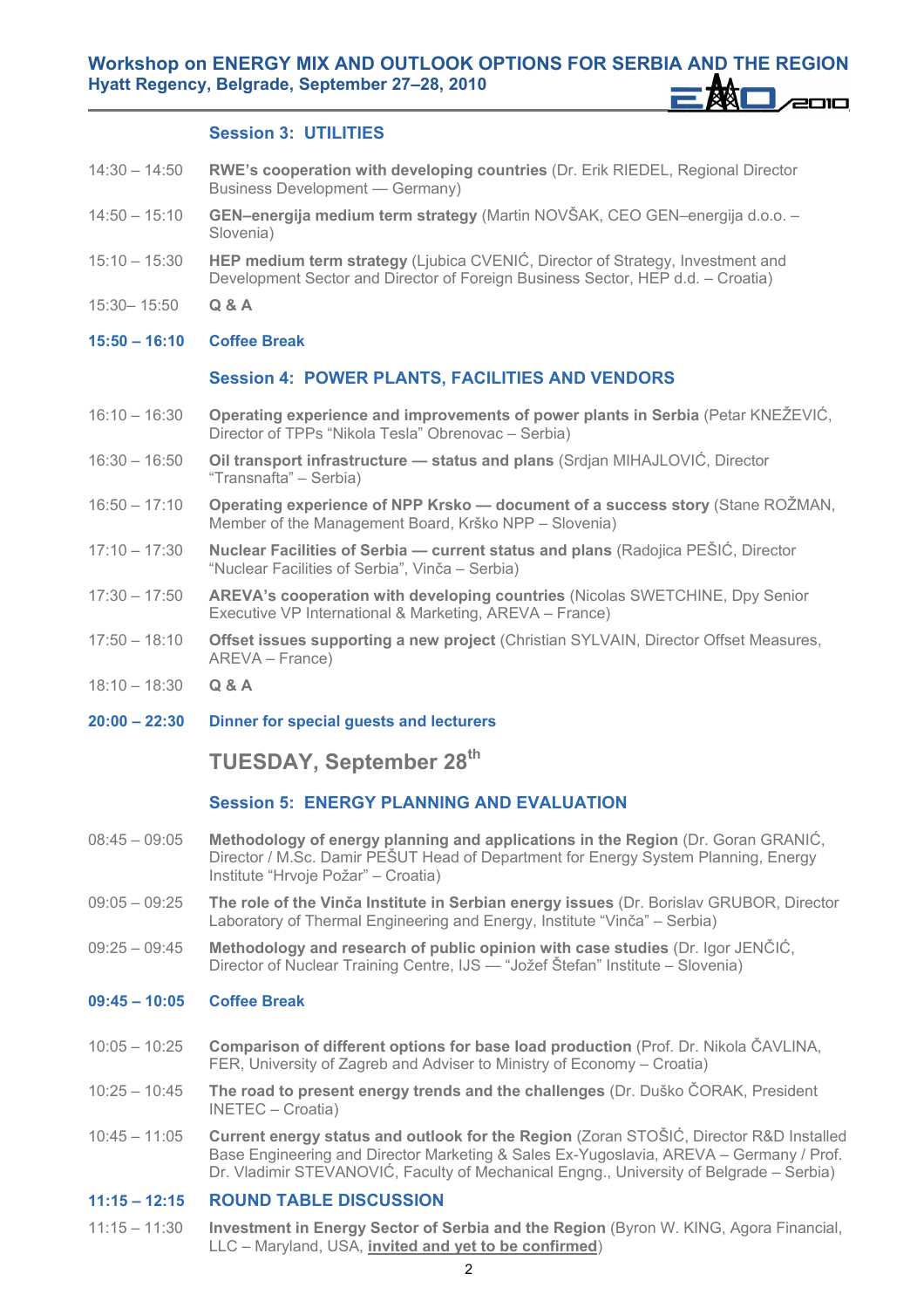### Session 3: UTILITIES

14:30 – 14:50 **RWE's cooperation with developing countries** (Dr. Erik RIEDEL, Regional Director Business Development — Germany)

14:50 – 15:10 **GEN–energija medium term strategy** (Martin NOVŠAK, CEO GEN–energija d.o.o. – Slovenia)

15:10 – 15:30 **HEP medium term strategy** (Ljubica CVENIĆ, Director of Strategy, Investment and Development Sector and Director of Foreign Business Sector, HEP d.d. – Croatia)

15:30– 15:50 **Q & A**

**15:50 – 16:10 Coffee Break**

### Session 4: POWER PLANTS, FACILITIES AND VENDORS

16:10 – 16:30 **Operating experience and improvements of power plants in Serbia** (Petar KNEŽEVIĆ, Director of TPPs "Nikola Tesla" Obrenovac – Serbia)

16:30 – 16:50 **Oil transport infrastructure — status and plans** (Srdjan MIHAJLOVIĆ, Director "Transnafta" – Serbia)

16:50 – 17:10 **Operating experience of NPP Krsko — document of a success story** (Stane ROŽMAN, Member of the Management Board, Krško NPP – Slovenia)

17:10 – 17:30 **Nuclear Facilities of Serbia — current status and plans** (Radojica PEŠIĆ, Director "Nuclear Facilities of Serbia", Vinča – Serbia)

17:30 – 17:50 **AREVA's cooperation with developing countries** (Nicolas SWETCHINE, Dpy Senior Executive VP International & Marketing, AREVA – France)

17:50 – 18:10 **Offset issues supporting a new project** (Christian SYLVAIN, Director Offset Measures, AREVA – France)

18:10 – 18:30 **Q & A**

**20:00 – 22:30 Dinner for special guests and lecturers**

## TUESDAY, September 28th

### Session 5: ENERGY PLANNING AND EVALUATION

08:45 – 09:05 **Methodology of energy planning and applications in the Region** (Dr. Goran GRANIĆ, Director / M.Sc. Damir PEŠUT Head of Department for Energy System Planning, Energy Institute "Hrvoje Požar" – Croatia)

09:05 – 09:25 **The role of the Vinča Institute in Serbian energy issues** (Dr. Borislav GRUBOR, Director Laboratory of Thermal Engineering and Energy, Institute "Vinča" – Serbia)

09:25 – 09:45 **Methodology and research of public opinion with case studies** (Dr. Igor JENČIĆ, Director of Nuclear Training Centre, IJS — "Jožef Štefan" Institute – Slovenia)

**09:45 – 10:05 Coffee Break**

10:05 – 10:25 **Comparison of different options for base load production** (Prof. Dr. Nikola ČAVLINA, FER, University of Zagreb and Adviser to Ministry of Economy – Croatia)

10:25 – 10:45 **The road to present energy trends and the challenges** (Dr. Duško ČORAK, President INETEC – Croatia)

10:45 – 11:05 **Current energy status and outlook for the Region** (Zoran STOŠIĆ, Director R&D Installed Base Engineering and Director Marketing & Sales Ex-Yugoslavia, AREVA – Germany / Prof. Dr. Vladimir STEVANOVIĆ, Faculty of Mechanical Engng., University of Belgrade – Serbia)

**11:15 – 12:15 ROUND TABLE DISCUSSION**

11:15 – 11:30 **Investment in Energy Sector of Serbia and the Region** (Byron W. KING, Agora Financial, LLC – Maryland, USA, invited and yet to be confirmed)